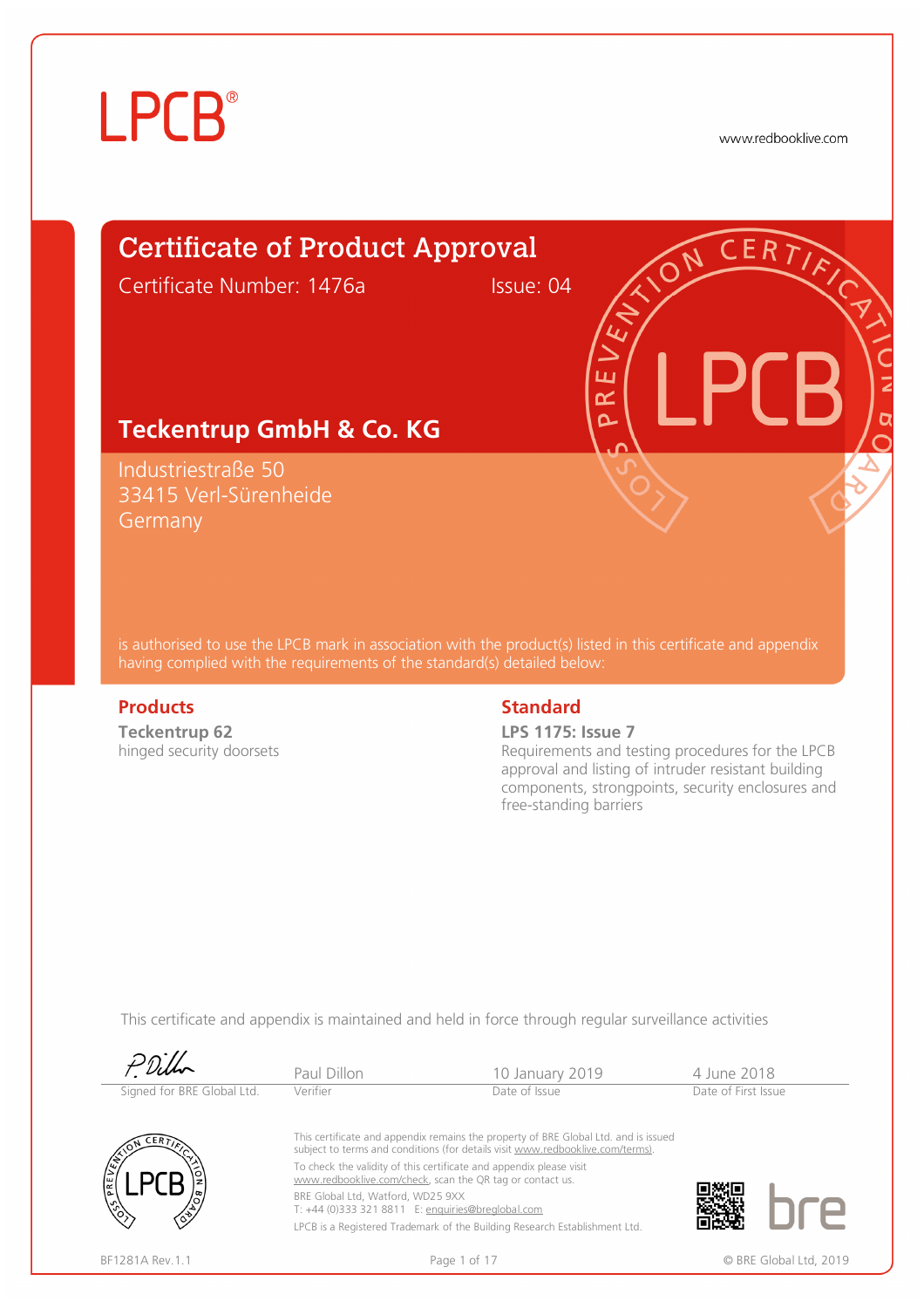LPCB®

www.redbooklive.com

# Certificate of Product Approval

Certificate Number: 1476a    Issue: 04

## Teckentrup GmbH & Co. KG

Industriestraße 50
33415 Verl-Sürenheide
Germany

is authorised to use the LPCB mark in association with the product(s) listed in this certificate and appendix having complied with the requirements of the standard(s) detailed below:

### Products

**Teckentrup 62**
hinged security doorsets

### Standard

**LPS 1175: Issue 7**
Requirements and testing procedures for the LPCB approval and listing of intruder resistant building components, strongpoints, security enclosures and free-standing barriers

This certificate and appendix is maintained and held in force through regular surveillance activities

| Signed for BRE Global Ltd. | Paul Dillon | 10 January 2019 | 4 June 2018 |
|---|---|---|---|
| | Verifier | Date of Issue | Date of First Issue |

This certificate and appendix remains the property of BRE Global Ltd. and is issued subject to terms and conditions (for details visit www.redbooklive.com/terms).

To check the validity of this certificate and appendix please visit www.redbooklive.com/check, scan the QR tag or contact us.

BRE Global Ltd, Watford, WD25 9XX
T: +44 (0)333 321 8811  E: enquiries@breglobal.com

LPCB is a Registered Trademark of the Building Research Establishment Ltd.

BF1281A Rev.1.1

© BRE Global Ltd, 2019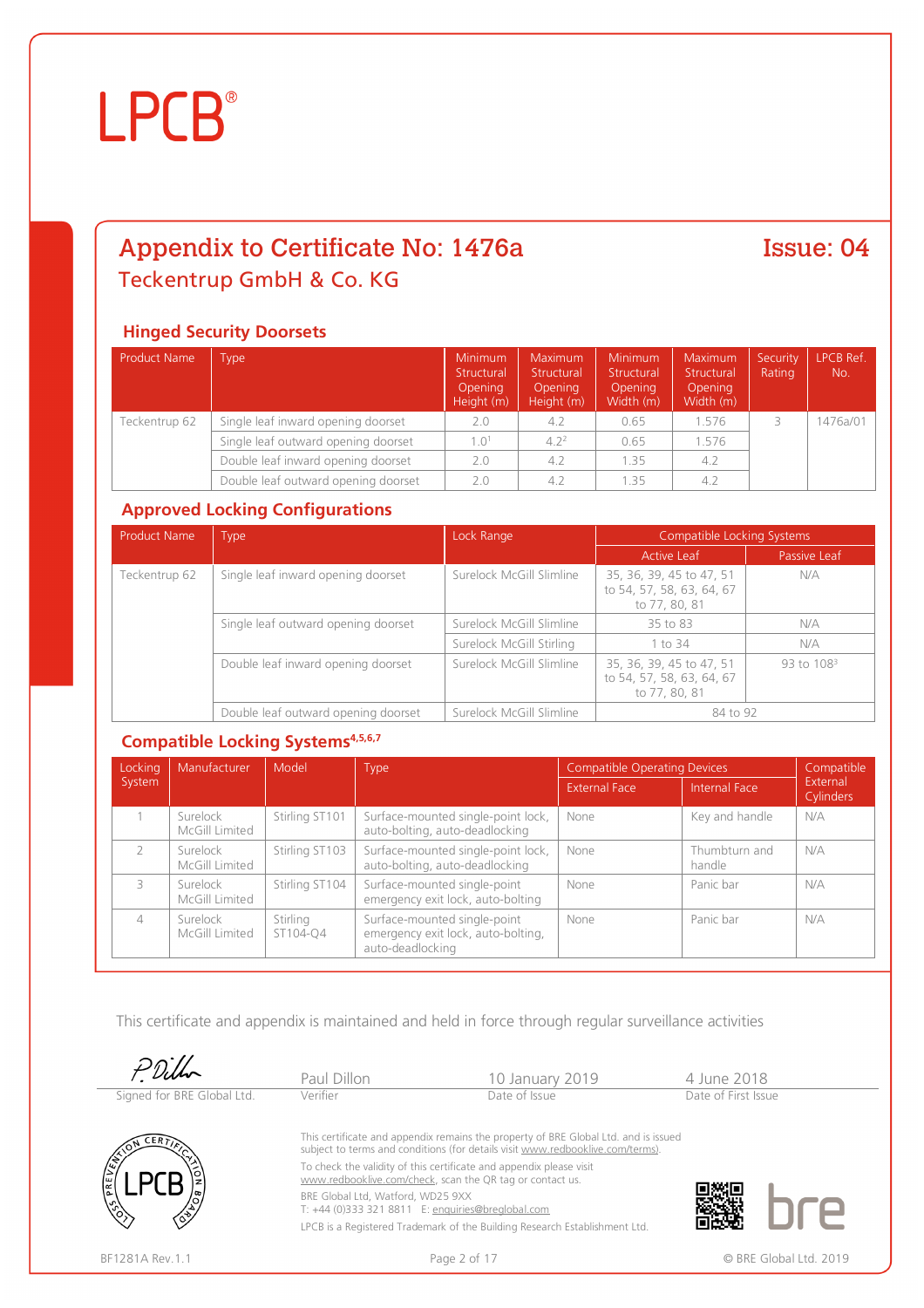# LPCB®

## Appendix to Certificate No: 1476a

**Issue: 04**

### Teckentrup GmbH & Co. KG

#### Hinged Security Doorsets

| Product Name | Type | Minimum Structural Opening Height (m) | Maximum Structural Opening Height (m) | Minimum Structural Opening Width (m) | Maximum Structural Opening Width (m) | Security Rating | LPCB Ref. No. |
|---|---|---|---|---|---|---|---|
| Teckentrup 62 | Single leaf inward opening doorset | 2.0 | 4.2 | 0.65 | 1.576 | 3 | 1476a/01 |
| | Single leaf outward opening doorset | 1.0[1] | 4.2[2] | 0.65 | 1.576 | | |
| | Double leaf inward opening doorset | 2.0 | 4.2 | 1.35 | 4.2 | | |
| | Double leaf outward opening doorset | 2.0 | 4.2 | 1.35 | 4.2 | | |

#### Approved Locking Configurations

| Product Name | Type | Lock Range | Compatible Locking Systems | |
|---|---|---|---|---|
| | | | Active Leaf | Passive Leaf |
| Teckentrup 62 | Single leaf inward opening doorset | Surelock McGill Slimline | 35, 36, 39, 45 to 47, 51 to 54, 57, 58, 63, 64, 67 to 77, 80, 81 | N/A |
| | Single leaf outward opening doorset | Surelock McGill Slimline | 35 to 83 | N/A |
| | | Surelock McGill Stirling | 1 to 34 | N/A |
| | Double leaf inward opening doorset | Surelock McGill Slimline | 35, 36, 39, 45 to 47, 51 to 54, 57, 58, 63, 64, 67 to 77, 80, 81 | 93 to 108[3] |
| | Double leaf outward opening doorset | Surelock McGill Slimline | 84 to 92 | |

#### Compatible Locking Systems[4,5,6,7]

| Locking System | Manufacturer | Model | Type | Compatible Operating Devices | | Compatible External Cylinders |
|---|---|---|---|---|---|---|
| | | | | External Face | Internal Face | |
| 1 | Surelock McGill Limited | Stirling ST101 | Surface-mounted single-point lock, auto-bolting, auto-deadlocking | None | Key and handle | N/A |
| 2 | Surelock McGill Limited | Stirling ST103 | Surface-mounted single-point lock, auto-bolting, auto-deadlocking | None | Thumbturn and handle | N/A |
| 3 | Surelock McGill Limited | Stirling ST104 | Surface-mounted single-point emergency exit lock, auto-bolting | None | Panic bar | N/A |
| 4 | Surelock McGill Limited | Stirling ST104-Q4 | Surface-mounted single-point emergency exit lock, auto-bolting, auto-deadlocking | None | Panic bar | N/A |

This certificate and appendix is maintained and held in force through regular surveillance activities

| Signed for BRE Global Ltd. | Paul Dillon | 10 January 2019 | 4 June 2018 |
|---|---|---|---|
| | Verifier | Date of Issue | Date of First Issue |

This certificate and appendix remains the property of BRE Global Ltd. and is issued subject to terms and conditions (for details visit www.redbooklive.com/terms).

To check the validity of this certificate and appendix please visit www.redbooklive.com/check, scan the QR tag or contact us.

BRE Global Ltd, Watford, WD25 9XX
T: +44 (0)333 321 8811 E: enquiries@breglobal.com

LPCB is a Registered Trademark of the Building Research Establishment Ltd.

BF1281A Rev.1.1

© BRE Global Ltd. 2019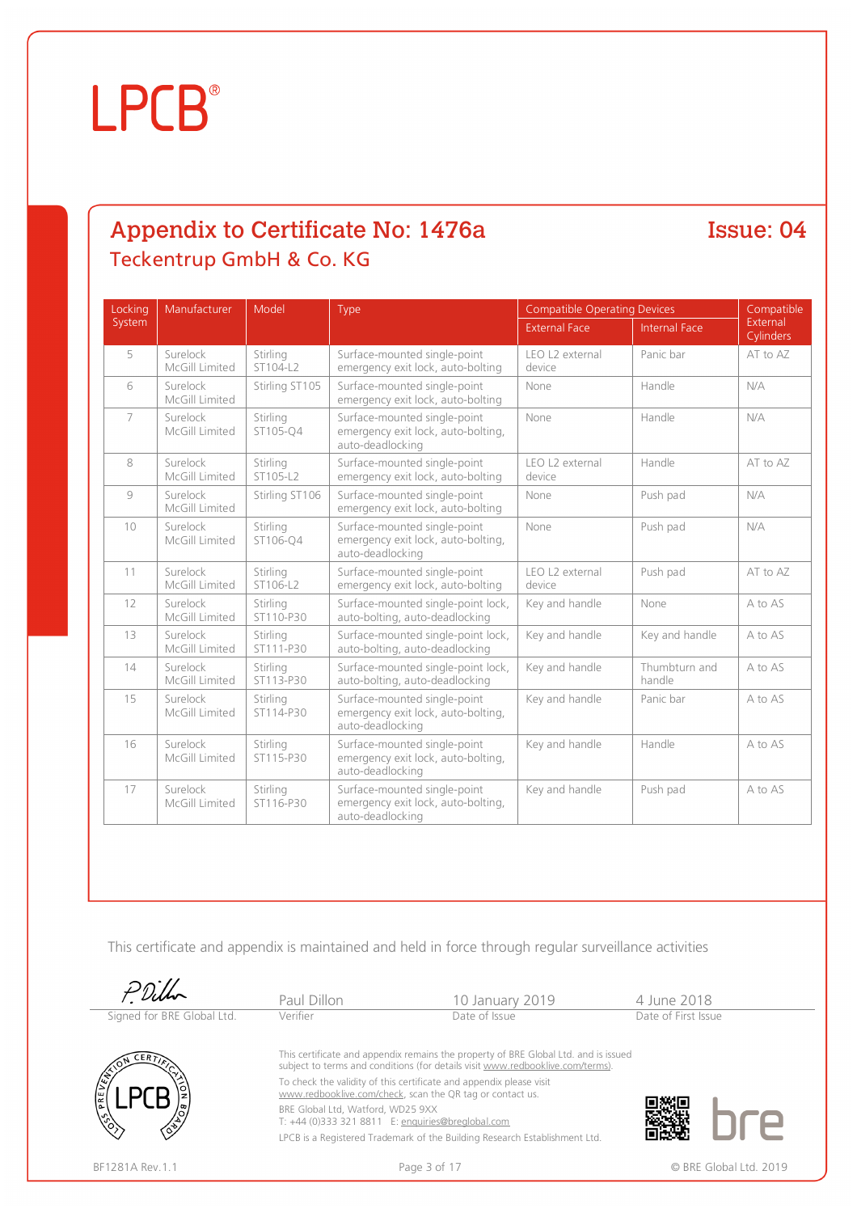# LPCB®

## Appendix to Certificate No: 1476a

## Issue: 04

### Teckentrup GmbH & Co. KG

| Locking System | Manufacturer | Model | Type | Compatible Operating Devices | | Compatible External Cylinders |
|---|---|---|---|---|---|---|
| | | | | External Face | Internal Face | |
| 5 | Surelock McGill Limited | Stirling ST104-L2 | Surface-mounted single-point emergency exit lock, auto-bolting | LEO L2 external device | Panic bar | AT to AZ |
| 6 | Surelock McGill Limited | Stirling ST105 | Surface-mounted single-point emergency exit lock, auto-bolting | None | Handle | N/A |
| 7 | Surelock McGill Limited | Stirling ST105-Q4 | Surface-mounted single-point emergency exit lock, auto-bolting, auto-deadlocking | None | Handle | N/A |
| 8 | Surelock McGill Limited | Stirling ST105-L2 | Surface-mounted single-point emergency exit lock, auto-bolting | LEO L2 external device | Handle | AT to AZ |
| 9 | Surelock McGill Limited | Stirling ST106 | Surface-mounted single-point emergency exit lock, auto-bolting | None | Push pad | N/A |
| 10 | Surelock McGill Limited | Stirling ST106-Q4 | Surface-mounted single-point emergency exit lock, auto-bolting, auto-deadlocking | None | Push pad | N/A |
| 11 | Surelock McGill Limited | Stirling ST106-L2 | Surface-mounted single-point emergency exit lock, auto-bolting | LEO L2 external device | Push pad | AT to AZ |
| 12 | Surelock McGill Limited | Stirling ST110-P30 | Surface-mounted single-point lock, auto-bolting, auto-deadlocking | Key and handle | None | A to AS |
| 13 | Surelock McGill Limited | Stirling ST111-P30 | Surface-mounted single-point lock, auto-bolting, auto-deadlocking | Key and handle | Key and handle | A to AS |
| 14 | Surelock McGill Limited | Stirling ST113-P30 | Surface-mounted single-point lock, auto-bolting, auto-deadlocking | Key and handle | Thumbturn and handle | A to AS |
| 15 | Surelock McGill Limited | Stirling ST114-P30 | Surface-mounted single-point emergency exit lock, auto-bolting, auto-deadlocking | Key and handle | Panic bar | A to AS |
| 16 | Surelock McGill Limited | Stirling ST115-P30 | Surface-mounted single-point emergency exit lock, auto-bolting, auto-deadlocking | Key and handle | Handle | A to AS |
| 17 | Surelock McGill Limited | Stirling ST116-P30 | Surface-mounted single-point emergency exit lock, auto-bolting, auto-deadlocking | Key and handle | Push pad | A to AS |

This certificate and appendix is maintained and held in force through regular surveillance activities

| Signed for BRE Global Ltd. | Paul Dillon<br>Verifier | 10 January 2019<br>Date of Issue | 4 June 2018<br>Date of First Issue |
|---|---|---|---|

This certificate and appendix remains the property of BRE Global Ltd. and is issued subject to terms and conditions (for details visit www.redbooklive.com/terms).

To check the validity of this certificate and appendix please visit www.redbooklive.com/check, scan the QR tag or contact us.

BRE Global Ltd, Watford, WD25 9XX
T: +44 (0)333 321 8811 E: enquiries@breglobal.com

LPCB is a Registered Trademark of the Building Research Establishment Ltd.

BF1281A Rev.1.1

© BRE Global Ltd. 2019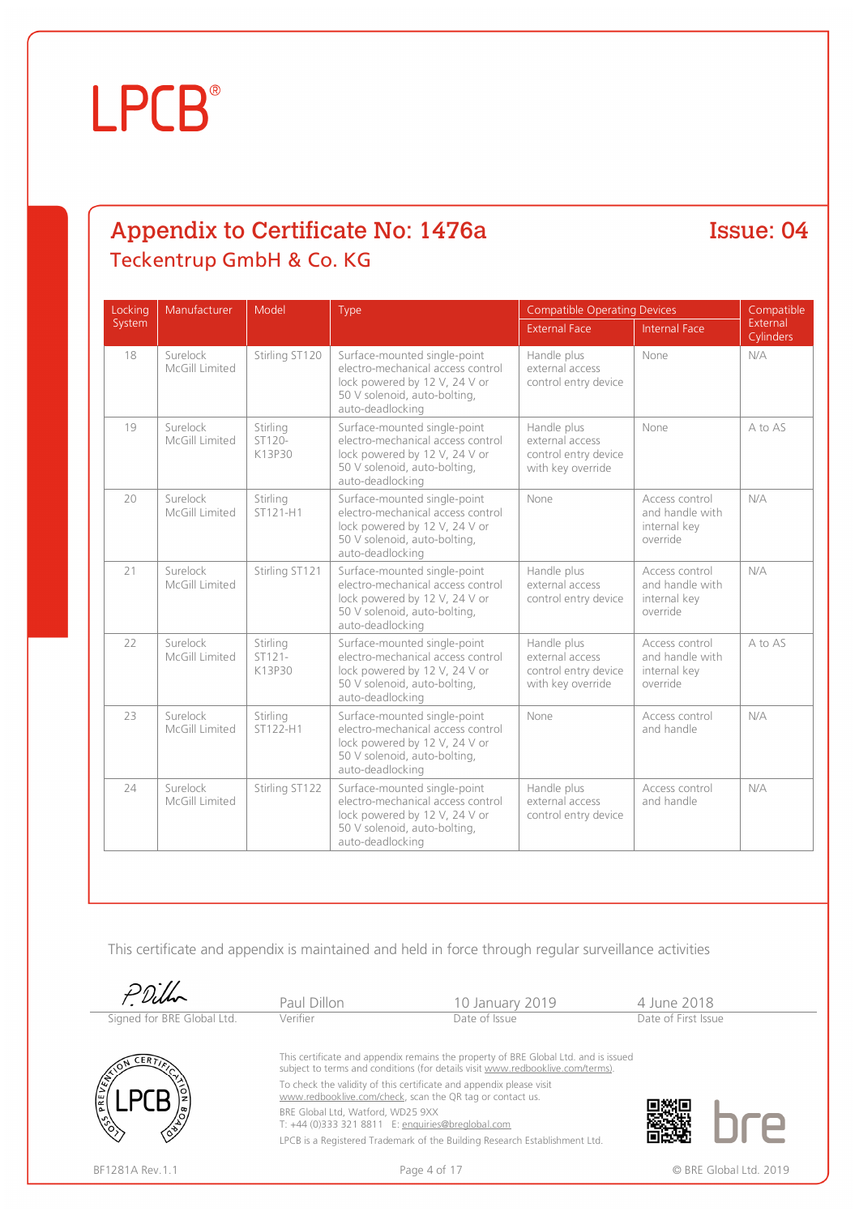## Appendix to Certificate No: 1476a

**Issue: 04**

### Teckentrup GmbH & Co. KG

| Locking System | Manufacturer | Model | Type | Compatible Operating Devices | | Compatible External Cylinders |
|---|---|---|---|---|---|---|
| | | | | External Face | Internal Face | |
| 18 | Surelock McGill Limited | Stirling ST120 | Surface-mounted single-point electro-mechanical access control lock powered by 12 V, 24 V or 50 V solenoid, auto-bolting, auto-deadlocking | Handle plus external access control entry device | None | N/A |
| 19 | Surelock McGill Limited | Stirling ST120-K13P30 | Surface-mounted single-point electro-mechanical access control lock powered by 12 V, 24 V or 50 V solenoid, auto-bolting, auto-deadlocking | Handle plus external access control entry device with key override | None | A to AS |
| 20 | Surelock McGill Limited | Stirling ST121-H1 | Surface-mounted single-point electro-mechanical access control lock powered by 12 V, 24 V or 50 V solenoid, auto-bolting, auto-deadlocking | None | Access control and handle with internal key override | N/A |
| 21 | Surelock McGill Limited | Stirling ST121 | Surface-mounted single-point electro-mechanical access control lock powered by 12 V, 24 V or 50 V solenoid, auto-bolting, auto-deadlocking | Handle plus external access control entry device | Access control and handle with internal key override | N/A |
| 22 | Surelock McGill Limited | Stirling ST121-K13P30 | Surface-mounted single-point electro-mechanical access control lock powered by 12 V, 24 V or 50 V solenoid, auto-bolting, auto-deadlocking | Handle plus external access control entry device with key override | Access control and handle with internal key override | A to AS |
| 23 | Surelock McGill Limited | Stirling ST122-H1 | Surface-mounted single-point electro-mechanical access control lock powered by 12 V, 24 V or 50 V solenoid, auto-bolting, auto-deadlocking | None | Access control and handle | N/A |
| 24 | Surelock McGill Limited | Stirling ST122 | Surface-mounted single-point electro-mechanical access control lock powered by 12 V, 24 V or 50 V solenoid, auto-bolting, auto-deadlocking | Handle plus external access control entry device | Access control and handle | N/A |

This certificate and appendix is maintained and held in force through regular surveillance activities

| Signed for BRE Global Ltd. | Paul Dillon | 10 January 2019 | 4 June 2018 |
|---|---|---|---|
| | Verifier | Date of Issue | Date of First Issue |

This certificate and appendix remains the property of BRE Global Ltd. and is issued subject to terms and conditions (for details visit www.redbooklive.com/terms).

To check the validity of this certificate and appendix please visit www.redbooklive.com/check, scan the QR tag or contact us.

BRE Global Ltd, Watford, WD25 9XX
T: +44 (0)333 321 8811 E: enquiries@breglobal.com

LPCB is a Registered Trademark of the Building Research Establishment Ltd.

BF1281A Rev.1.1

© BRE Global Ltd. 2019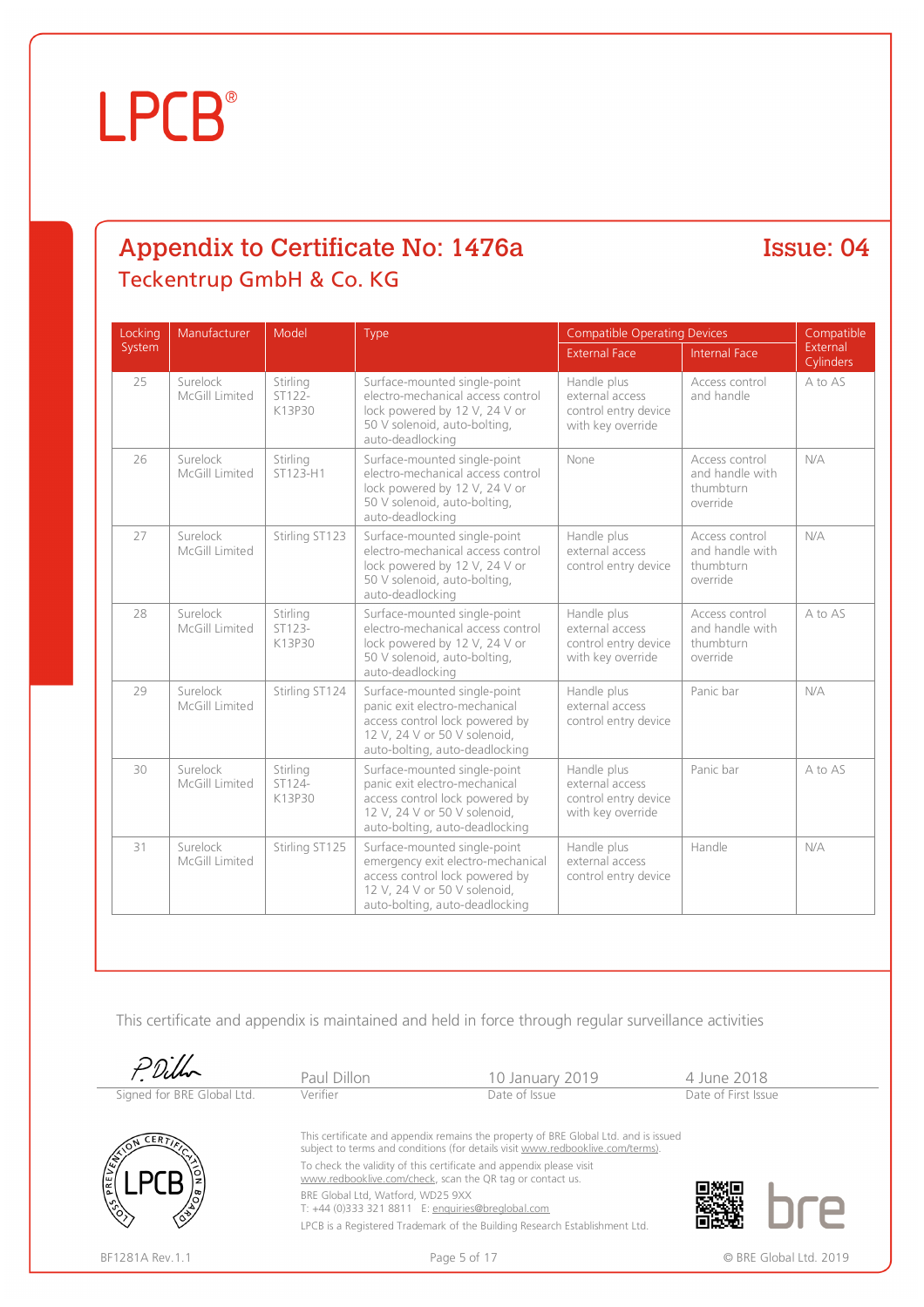LPCB®

## Appendix to Certificate No: 1476a

**Issue: 04**

### Teckentrup GmbH & Co. KG

| Locking System | Manufacturer | Model | Type | Compatible Operating Devices | | Compatible External Cylinders |
|---|---|---|---|---|---|---|
| | | | | External Face | Internal Face | |
| 25 | Surelock McGill Limited | Stirling ST122-K13P30 | Surface-mounted single-point electro-mechanical access control lock powered by 12 V, 24 V or 50 V solenoid, auto-bolting, auto-deadlocking | Handle plus external access control entry device with key override | Access control and handle | A to AS |
| 26 | Surelock McGill Limited | Stirling ST123-H1 | Surface-mounted single-point electro-mechanical access control lock powered by 12 V, 24 V or 50 V solenoid, auto-bolting, auto-deadlocking | None | Access control and handle with thumbturn override | N/A |
| 27 | Surelock McGill Limited | Stirling ST123 | Surface-mounted single-point electro-mechanical access control lock powered by 12 V, 24 V or 50 V solenoid, auto-bolting, auto-deadlocking | Handle plus external access control entry device | Access control and handle with thumbturn override | N/A |
| 28 | Surelock McGill Limited | Stirling ST123-K13P30 | Surface-mounted single-point electro-mechanical access control lock powered by 12 V, 24 V or 50 V solenoid, auto-bolting, auto-deadlocking | Handle plus external access control entry device with key override | Access control and handle with thumbturn override | A to AS |
| 29 | Surelock McGill Limited | Stirling ST124 | Surface-mounted single-point panic exit electro-mechanical access control lock powered by 12 V, 24 V or 50 V solenoid, auto-bolting, auto-deadlocking | Handle plus external access control entry device | Panic bar | N/A |
| 30 | Surelock McGill Limited | Stirling ST124-K13P30 | Surface-mounted single-point panic exit electro-mechanical access control lock powered by 12 V, 24 V or 50 V solenoid, auto-bolting, auto-deadlocking | Handle plus external access control entry device with key override | Panic bar | A to AS |
| 31 | Surelock McGill Limited | Stirling ST125 | Surface-mounted single-point emergency exit electro-mechanical access control lock powered by 12 V, 24 V or 50 V solenoid, auto-bolting, auto-deadlocking | Handle plus external access control entry device | Handle | N/A |

This certificate and appendix is maintained and held in force through regular surveillance activities

| Signed for BRE Global Ltd. | Paul Dillon | 10 January 2019 | 4 June 2018 |
|---|---|---|---|
| | Verifier | Date of Issue | Date of First Issue |

This certificate and appendix remains the property of BRE Global Ltd. and is issued subject to terms and conditions (for details visit www.redbooklive.com/terms).

To check the validity of this certificate and appendix please visit www.redbooklive.com/check, scan the QR tag or contact us.

BRE Global Ltd, Watford, WD25 9XX
T: +44 (0)333 321 8811 E: enquiries@breglobal.com

LPCB is a Registered Trademark of the Building Research Establishment Ltd.

BF1281A Rev.1.1

© BRE Global Ltd. 2019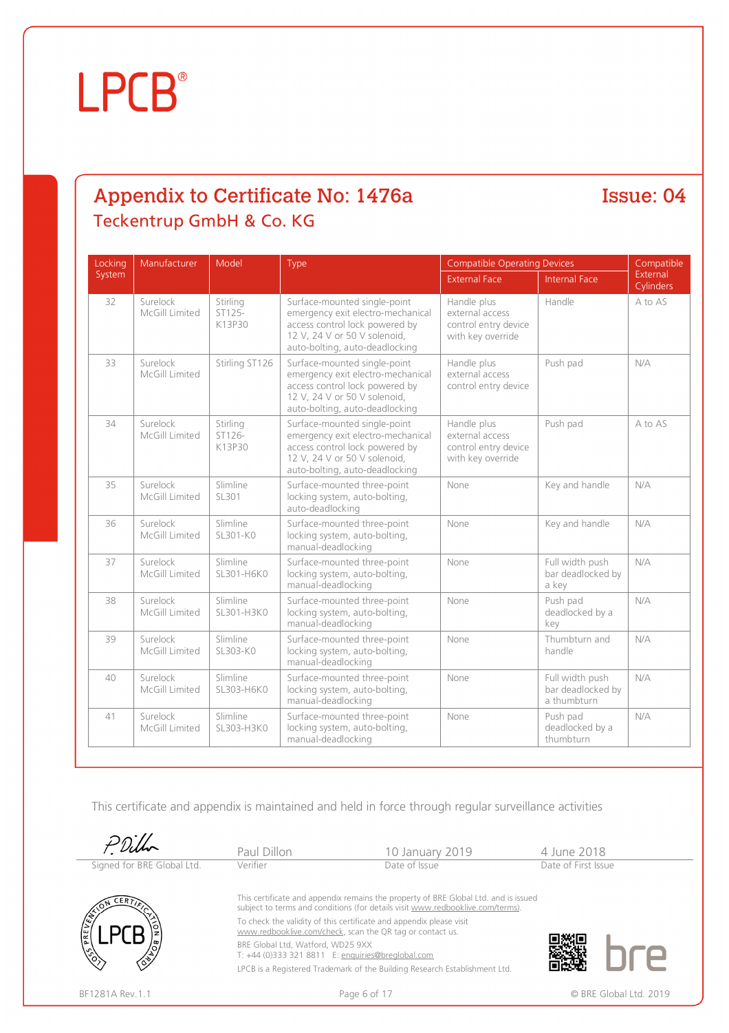## Appendix to Certificate No: 1476a

**Issue: 04**

### Teckentrup GmbH & Co. KG

| Locking System | Manufacturer | Model | Type | Compatible Operating Devices | | Compatible External Cylinders |
|---|---|---|---|---|---|---|
| | | | | External Face | Internal Face | |
| 32 | Surelock McGill Limited | Stirling ST125-K13P30 | Surface-mounted single-point emergency exit electro-mechanical access control lock powered by 12 V, 24 V or 50 V solenoid, auto-bolting, auto-deadlocking | Handle plus external access control entry device with key override | Handle | A to AS |
| 33 | Surelock McGill Limited | Stirling ST126 | Surface-mounted single-point emergency exit electro-mechanical access control lock powered by 12 V, 24 V or 50 V solenoid, auto-bolting, auto-deadlocking | Handle plus external access control entry device | Push pad | N/A |
| 34 | Surelock McGill Limited | Stirling ST126-K13P30 | Surface-mounted single-point emergency exit electro-mechanical access control lock powered by 12 V, 24 V or 50 V solenoid, auto-bolting, auto-deadlocking | Handle plus external access control entry device with key override | Push pad | A to AS |
| 35 | Surelock McGill Limited | Slimline SL301 | Surface-mounted three-point locking system, auto-bolting, auto-deadlocking | None | Key and handle | N/A |
| 36 | Surelock McGill Limited | Slimline SL301-K0 | Surface-mounted three-point locking system, auto-bolting, manual-deadlocking | None | Key and handle | N/A |
| 37 | Surelock McGill Limited | Slimline SL301-H6K0 | Surface-mounted three-point locking system, auto-bolting, manual-deadlocking | None | Full width push bar deadlocked by a key | N/A |
| 38 | Surelock McGill Limited | Slimline SL301-H3K0 | Surface-mounted three-point locking system, auto-bolting, manual-deadlocking | None | Push pad deadlocked by a key | N/A |
| 39 | Surelock McGill Limited | Slimline SL303-K0 | Surface-mounted three-point locking system, auto-bolting, manual-deadlocking | None | Thumbturn and handle | N/A |
| 40 | Surelock McGill Limited | Slimline SL303-H6K0 | Surface-mounted three-point locking system, auto-bolting, manual-deadlocking | None | Full width push bar deadlocked by a thumbturn | N/A |
| 41 | Surelock McGill Limited | Slimline SL303-H3K0 | Surface-mounted three-point locking system, auto-bolting, manual-deadlocking | None | Push pad deadlocked by a thumbturn | N/A |

This certificate and appendix is maintained and held in force through regular surveillance activities

| Signed for BRE Global Ltd. | Paul Dillon | 10 January 2019 | 4 June 2018 |
|---|---|---|---|
| | Verifier | Date of Issue | Date of First Issue |

This certificate and appendix remains the property of BRE Global Ltd. and is issued subject to terms and conditions (for details visit www.redbooklive.com/terms).

To check the validity of this certificate and appendix please visit www.redbooklive.com/check, scan the QR tag or contact us.

BRE Global Ltd, Watford, WD25 9XX
T: +44 (0)333 321 8811 E: enquiries@breglobal.com

LPCB is a Registered Trademark of the Building Research Establishment Ltd.

BF1281A Rev.1.1

© BRE Global Ltd. 2019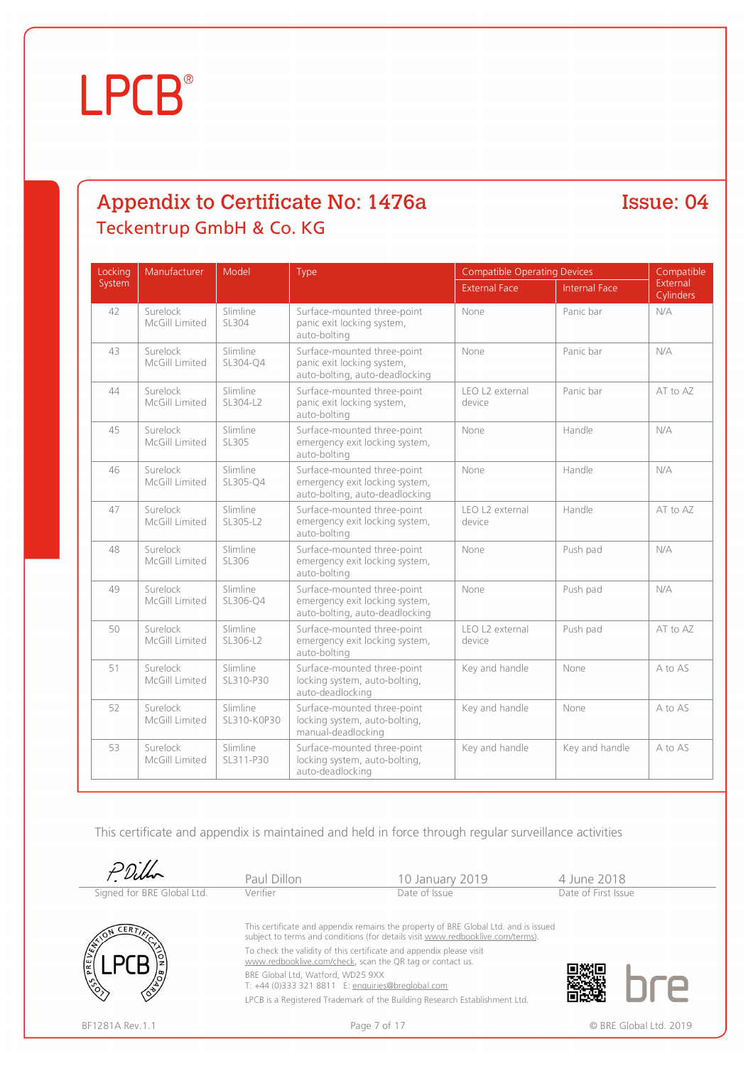# LPCB®

## Appendix to Certificate No: 1476a

**Issue: 04**

### Teckentrup GmbH & Co. KG

| Locking System | Manufacturer | Model | Type | Compatible Operating Devices | | Compatible External Cylinders |
|---|---|---|---|---|---|---|
| | | | | External Face | Internal Face | |
| 42 | Surelock McGill Limited | Slimline SL304 | Surface-mounted three-point panic exit locking system, auto-bolting | None | Panic bar | N/A |
| 43 | Surelock McGill Limited | Slimline SL304-Q4 | Surface-mounted three-point panic exit locking system, auto-bolting, auto-deadlocking | None | Panic bar | N/A |
| 44 | Surelock McGill Limited | Slimline SL304-L2 | Surface-mounted three-point panic exit locking system, auto-bolting | LEO L2 external device | Panic bar | AT to AZ |
| 45 | Surelock McGill Limited | Slimline SL305 | Surface-mounted three-point emergency exit locking system, auto-bolting | None | Handle | N/A |
| 46 | Surelock McGill Limited | Slimline SL305-Q4 | Surface-mounted three-point emergency exit locking system, auto-bolting, auto-deadlocking | None | Handle | N/A |
| 47 | Surelock McGill Limited | Slimline SL305-L2 | Surface-mounted three-point emergency exit locking system, auto-bolting | LEO L2 external device | Handle | AT to AZ |
| 48 | Surelock McGill Limited | Slimline SL306 | Surface-mounted three-point emergency exit locking system, auto-bolting | None | Push pad | N/A |
| 49 | Surelock McGill Limited | Slimline SL306-Q4 | Surface-mounted three-point emergency exit locking system, auto-bolting, auto-deadlocking | None | Push pad | N/A |
| 50 | Surelock McGill Limited | Slimline SL306-L2 | Surface-mounted three-point emergency exit locking system, auto-bolting | LEO L2 external device | Push pad | AT to AZ |
| 51 | Surelock McGill Limited | Slimline SL310-P30 | Surface-mounted three-point locking system, auto-bolting, auto-deadlocking | Key and handle | None | A to AS |
| 52 | Surelock McGill Limited | Slimline SL310-K0P30 | Surface-mounted three-point locking system, auto-bolting, manual-deadlocking | Key and handle | None | A to AS |
| 53 | Surelock McGill Limited | Slimline SL311-P30 | Surface-mounted three-point locking system, auto-bolting, auto-deadlocking | Key and handle | Key and handle | A to AS |

This certificate and appendix is maintained and held in force through regular surveillance activities

| Signed for BRE Global Ltd. | Paul Dillon | 10 January 2019 | 4 June 2018 |
|---|---|---|---|
| | Verifier | Date of Issue | Date of First Issue |

This certificate and appendix remains the property of BRE Global Ltd. and is issued subject to terms and conditions (for details visit www.redbooklive.com/terms).

To check the validity of this certificate and appendix please visit www.redbooklive.com/check, scan the QR tag or contact us.

BRE Global Ltd, Watford, WD25 9XX
T: +44 (0)333 321 8811 E: enquiries@breglobal.com

LPCB is a Registered Trademark of the Building Research Establishment Ltd.

BF1281A Rev.1.1

© BRE Global Ltd. 2019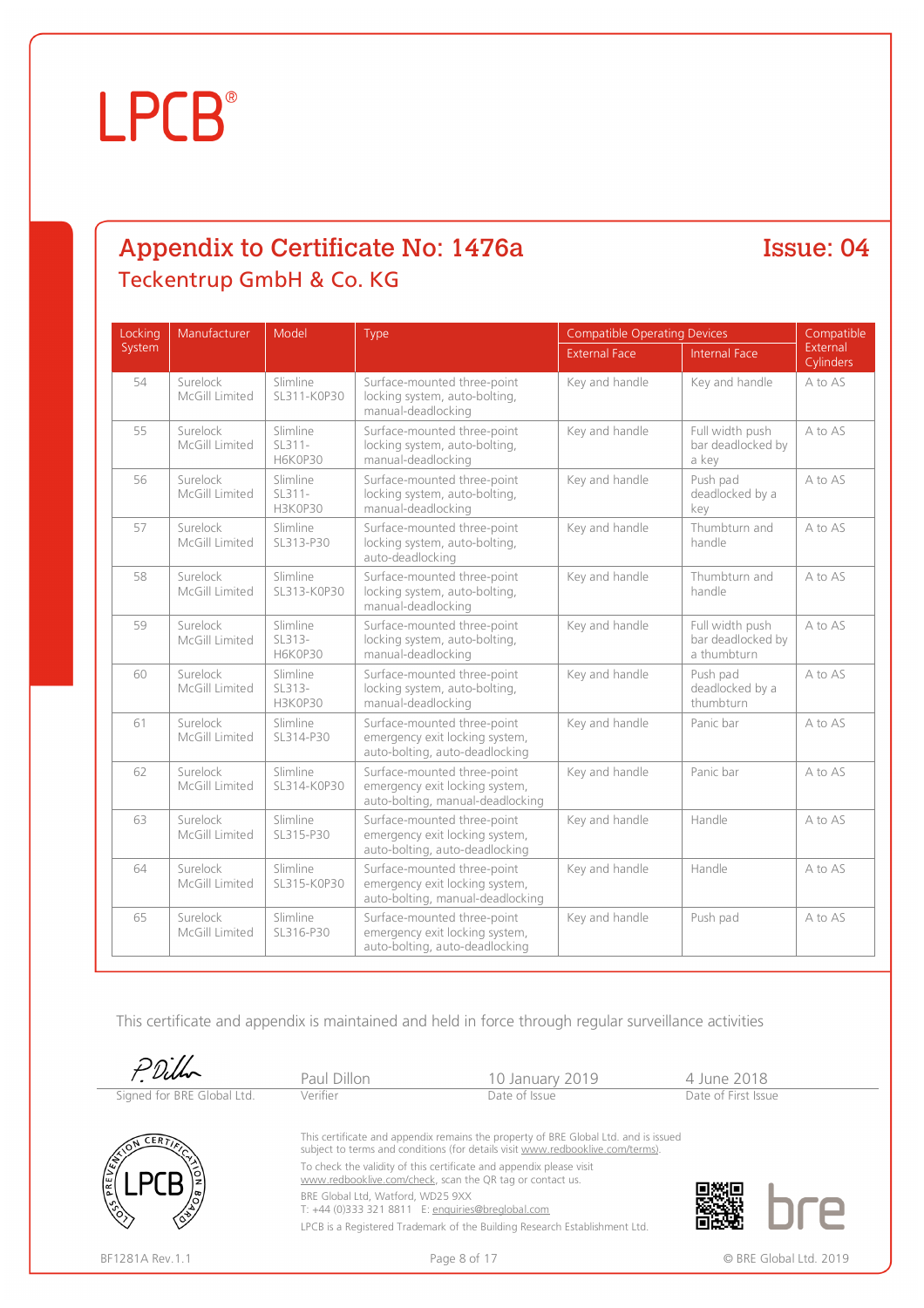LPCB®

## Appendix to Certificate No: 1476a

## Issue: 04

### Teckentrup GmbH & Co. KG

| Locking System | Manufacturer | Model | Type | Compatible Operating Devices | | Compatible External Cylinders |
|---|---|---|---|---|---|---|
| | | | | External Face | Internal Face | |
| 54 | Surelock McGill Limited | Slimline SL311-K0P30 | Surface-mounted three-point locking system, auto-bolting, manual-deadlocking | Key and handle | Key and handle | A to AS |
| 55 | Surelock McGill Limited | Slimline SL311-H6K0P30 | Surface-mounted three-point locking system, auto-bolting, manual-deadlocking | Key and handle | Full width push bar deadlocked by a key | A to AS |
| 56 | Surelock McGill Limited | Slimline SL311-H3K0P30 | Surface-mounted three-point locking system, auto-bolting, manual-deadlocking | Key and handle | Push pad deadlocked by a key | A to AS |
| 57 | Surelock McGill Limited | Slimline SL313-P30 | Surface-mounted three-point locking system, auto-bolting, auto-deadlocking | Key and handle | Thumbturn and handle | A to AS |
| 58 | Surelock McGill Limited | Slimline SL313-K0P30 | Surface-mounted three-point locking system, auto-bolting, manual-deadlocking | Key and handle | Thumbturn and handle | A to AS |
| 59 | Surelock McGill Limited | Slimline SL313-H6K0P30 | Surface-mounted three-point locking system, auto-bolting, manual-deadlocking | Key and handle | Full width push bar deadlocked by a thumbturn | A to AS |
| 60 | Surelock McGill Limited | Slimline SL313-H3K0P30 | Surface-mounted three-point locking system, auto-bolting, manual-deadlocking | Key and handle | Push pad deadlocked by a thumbturn | A to AS |
| 61 | Surelock McGill Limited | Slimline SL314-P30 | Surface-mounted three-point emergency exit locking system, auto-bolting, auto-deadlocking | Key and handle | Panic bar | A to AS |
| 62 | Surelock McGill Limited | Slimline SL314-K0P30 | Surface-mounted three-point emergency exit locking system, auto-bolting, manual-deadlocking | Key and handle | Panic bar | A to AS |
| 63 | Surelock McGill Limited | Slimline SL315-P30 | Surface-mounted three-point emergency exit locking system, auto-bolting, auto-deadlocking | Key and handle | Handle | A to AS |
| 64 | Surelock McGill Limited | Slimline SL315-K0P30 | Surface-mounted three-point emergency exit locking system, auto-bolting, manual-deadlocking | Key and handle | Handle | A to AS |
| 65 | Surelock McGill Limited | Slimline SL316-P30 | Surface-mounted three-point emergency exit locking system, auto-bolting, auto-deadlocking | Key and handle | Push pad | A to AS |

This certificate and appendix is maintained and held in force through regular surveillance activities

| Signed for BRE Global Ltd. | Paul Dillon<br>Verifier | 10 January 2019<br>Date of Issue | 4 June 2018<br>Date of First Issue |
|---|---|---|---|

This certificate and appendix remains the property of BRE Global Ltd. and is issued subject to terms and conditions (for details visit www.redbooklive.com/terms).

To check the validity of this certificate and appendix please visit www.redbooklive.com/check, scan the QR tag or contact us.

BRE Global Ltd, Watford, WD25 9XX
T: +44 (0)333 321 8811 E: enquiries@breglobal.com

LPCB is a Registered Trademark of the Building Research Establishment Ltd.

BF1281A Rev.1.1 © BRE Global Ltd. 2019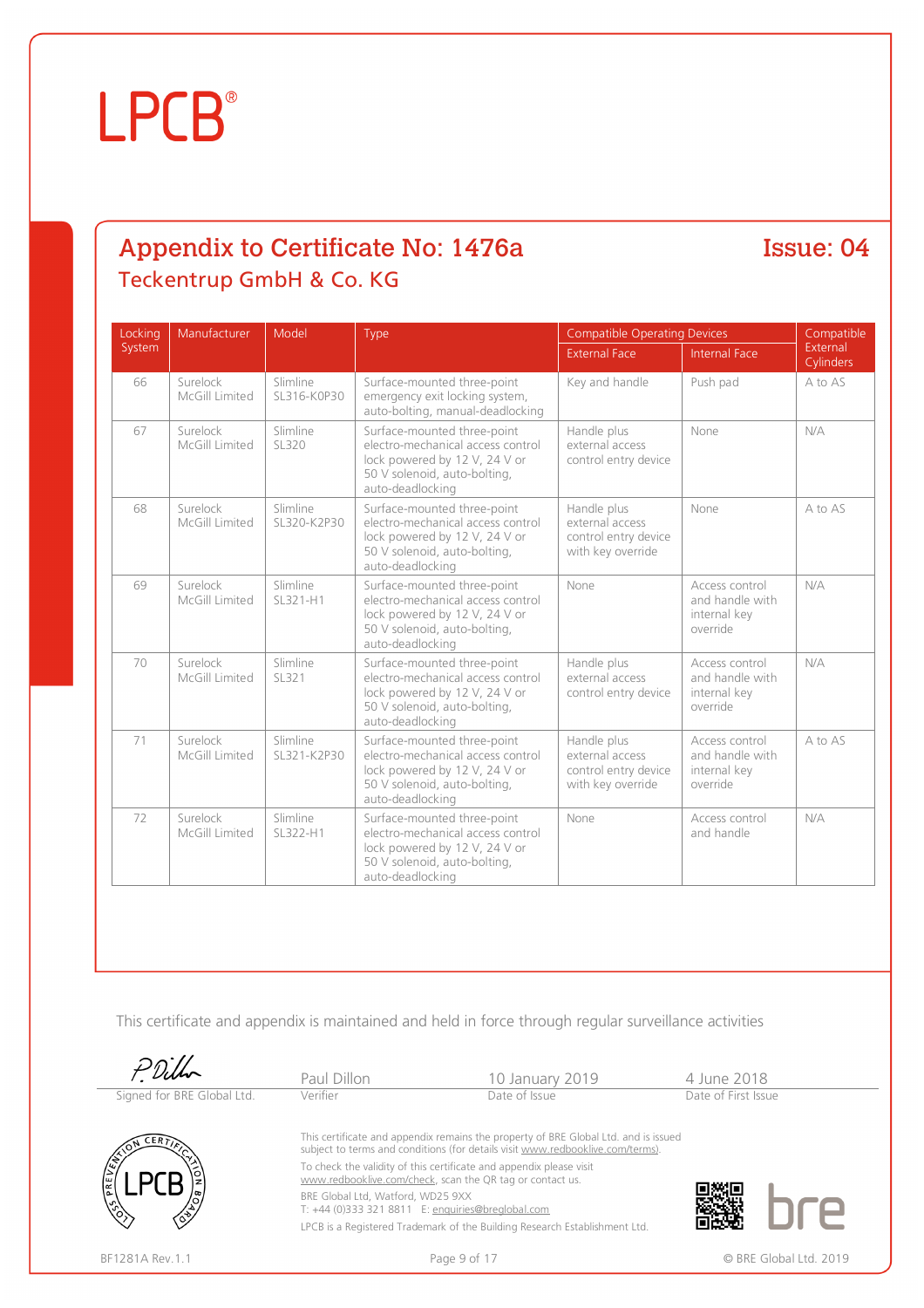# LPCB®

## Appendix to Certificate No: 1476a

**Issue: 04**

### Teckentrup GmbH & Co. KG

| Locking System | Manufacturer | Model | Type | Compatible Operating Devices | | Compatible External Cylinders |
|---|---|---|---|---|---|---|
| | | | | External Face | Internal Face | |
| 66 | Surelock McGill Limited | Slimline SL316-K0P30 | Surface-mounted three-point emergency exit locking system, auto-bolting, manual-deadlocking | Key and handle | Push pad | A to AS |
| 67 | Surelock McGill Limited | Slimline SL320 | Surface-mounted three-point electro-mechanical access control lock powered by 12 V, 24 V or 50 V solenoid, auto-bolting, auto-deadlocking | Handle plus external access control entry device | None | N/A |
| 68 | Surelock McGill Limited | Slimline SL320-K2P30 | Surface-mounted three-point electro-mechanical access control lock powered by 12 V, 24 V or 50 V solenoid, auto-bolting, auto-deadlocking | Handle plus external access control entry device with key override | None | A to AS |
| 69 | Surelock McGill Limited | Slimline SL321-H1 | Surface-mounted three-point electro-mechanical access control lock powered by 12 V, 24 V or 50 V solenoid, auto-bolting, auto-deadlocking | None | Access control and handle with internal key override | N/A |
| 70 | Surelock McGill Limited | Slimline SL321 | Surface-mounted three-point electro-mechanical access control lock powered by 12 V, 24 V or 50 V solenoid, auto-bolting, auto-deadlocking | Handle plus external access control entry device | Access control and handle with internal key override | N/A |
| 71 | Surelock McGill Limited | Slimline SL321-K2P30 | Surface-mounted three-point electro-mechanical access control lock powered by 12 V, 24 V or 50 V solenoid, auto-bolting, auto-deadlocking | Handle plus external access control entry device with key override | Access control and handle with internal key override | A to AS |
| 72 | Surelock McGill Limited | Slimline SL322-H1 | Surface-mounted three-point electro-mechanical access control lock powered by 12 V, 24 V or 50 V solenoid, auto-bolting, auto-deadlocking | None | Access control and handle | N/A |

This certificate and appendix is maintained and held in force through regular surveillance activities

| Signed for BRE Global Ltd. | Paul Dillon<br>Verifier | 10 January 2019<br>Date of Issue | 4 June 2018<br>Date of First Issue |
|---|---|---|---|

This certificate and appendix remains the property of BRE Global Ltd. and is issued subject to terms and conditions (for details visit www.redbooklive.com/terms).

To check the validity of this certificate and appendix please visit www.redbooklive.com/check, scan the QR tag or contact us.

BRE Global Ltd, Watford, WD25 9XX
T: +44 (0)333 321 8811 E: enquiries@breglobal.com

LPCB is a Registered Trademark of the Building Research Establishment Ltd.

BF1281A Rev.1.1

© BRE Global Ltd. 2019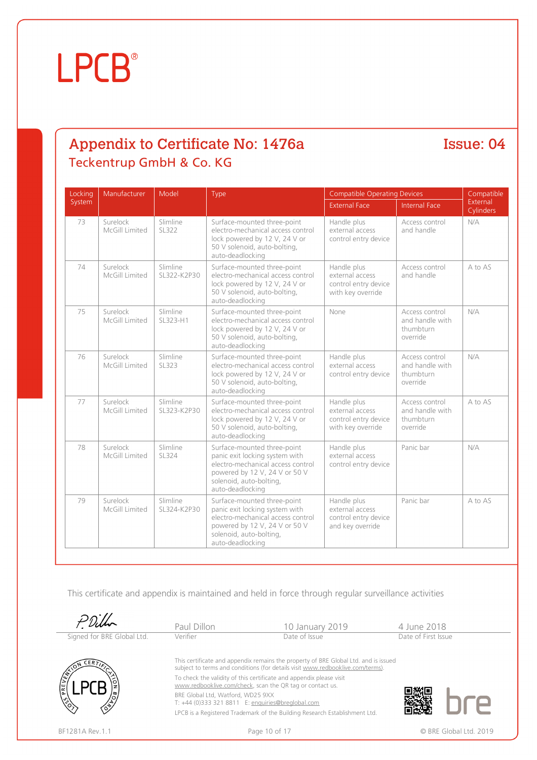# LPCB®

## Appendix to Certificate No: 1476a

## Issue: 04

### Teckentrup GmbH & Co. KG

| Locking System | Manufacturer | Model | Type | Compatible Operating Devices | | Compatible External Cylinders |
|---|---|---|---|---|---|---|
| | | | | External Face | Internal Face | |
| 73 | Surelock McGill Limited | Slimline SL322 | Surface-mounted three-point electro-mechanical access control lock powered by 12 V, 24 V or 50 V solenoid, auto-bolting, auto-deadlocking | Handle plus external access control entry device | Access control and handle | N/A |
| 74 | Surelock McGill Limited | Slimline SL322-K2P30 | Surface-mounted three-point electro-mechanical access control lock powered by 12 V, 24 V or 50 V solenoid, auto-bolting, auto-deadlocking | Handle plus external access control entry device with key override | Access control and handle | A to AS |
| 75 | Surelock McGill Limited | Slimline SL323-H1 | Surface-mounted three-point electro-mechanical access control lock powered by 12 V, 24 V or 50 V solenoid, auto-bolting, auto-deadlocking | None | Access control and handle with thumbturn override | N/A |
| 76 | Surelock McGill Limited | Slimline SL323 | Surface-mounted three-point electro-mechanical access control lock powered by 12 V, 24 V or 50 V solenoid, auto-bolting, auto-deadlocking | Handle plus external access control entry device | Access control and handle with thumbturn override | N/A |
| 77 | Surelock McGill Limited | Slimline SL323-K2P30 | Surface-mounted three-point electro-mechanical access control lock powered by 12 V, 24 V or 50 V solenoid, auto-bolting, auto-deadlocking | Handle plus external access control entry device with key override | Access control and handle with thumbturn override | A to AS |
| 78 | Surelock McGill Limited | Slimline SL324 | Surface-mounted three-point panic exit locking system with electro-mechanical access control powered by 12 V, 24 V or 50 V solenoid, auto-bolting, auto-deadlocking | Handle plus external access control entry device | Panic bar | N/A |
| 79 | Surelock McGill Limited | Slimline SL324-K2P30 | Surface-mounted three-point panic exit locking system with electro-mechanical access control powered by 12 V, 24 V or 50 V solenoid, auto-bolting, auto-deadlocking | Handle plus external access control entry device and key override | Panic bar | A to AS |

This certificate and appendix is maintained and held in force through regular surveillance activities

| Signed for BRE Global Ltd. | Paul Dillon | 10 January 2019 | 4 June 2018 |
|---|---|---|---|
| | Verifier | Date of Issue | Date of First Issue |

This certificate and appendix remains the property of BRE Global Ltd. and is issued subject to terms and conditions (for details visit www.redbooklive.com/terms).

To check the validity of this certificate and appendix please visit www.redbooklive.com/check, scan the QR tag or contact us.

BRE Global Ltd, Watford, WD25 9XX
T: +44 (0)333 321 8811 E: enquiries@breglobal.com

LPCB is a Registered Trademark of the Building Research Establishment Ltd.

BF1281A Rev.1.1

© BRE Global Ltd. 2019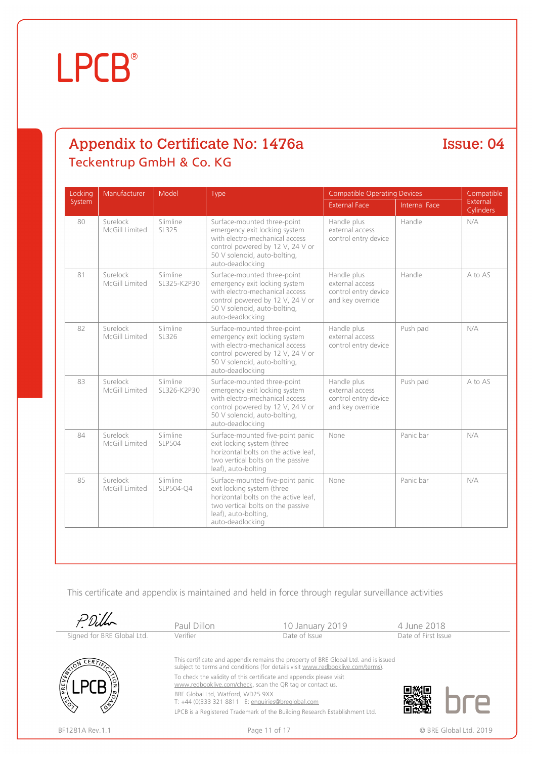# LPCB®

## Appendix to Certificate No: 1476a

## Issue: 04

### Teckentrup GmbH & Co. KG

| Locking System | Manufacturer | Model | Type | Compatible Operating Devices | | Compatible External Cylinders |
|---|---|---|---|---|---|---|
| | | | | External Face | Internal Face | |
| 80 | Surelock McGill Limited | Slimline SL325 | Surface-mounted three-point emergency exit locking system with electro-mechanical access control powered by 12 V, 24 V or 50 V solenoid, auto-bolting, auto-deadlocking | Handle plus external access control entry device | Handle | N/A |
| 81 | Surelock McGill Limited | Slimline SL325-K2P30 | Surface-mounted three-point emergency exit locking system with electro-mechanical access control powered by 12 V, 24 V or 50 V solenoid, auto-bolting, auto-deadlocking | Handle plus external access control entry device and key override | Handle | A to AS |
| 82 | Surelock McGill Limited | Slimline SL326 | Surface-mounted three-point emergency exit locking system with electro-mechanical access control powered by 12 V, 24 V or 50 V solenoid, auto-bolting, auto-deadlocking | Handle plus external access control entry device | Push pad | N/A |
| 83 | Surelock McGill Limited | Slimline SL326-K2P30 | Surface-mounted three-point emergency exit locking system with electro-mechanical access control powered by 12 V, 24 V or 50 V solenoid, auto-bolting, auto-deadlocking | Handle plus external access control entry device and key override | Push pad | A to AS |
| 84 | Surelock McGill Limited | Slimline SLP504 | Surface-mounted five-point panic exit locking system (three horizontal bolts on the active leaf, two vertical bolts on the passive leaf), auto-bolting | None | Panic bar | N/A |
| 85 | Surelock McGill Limited | Slimline SLP504-Q4 | Surface-mounted five-point panic exit locking system (three horizontal bolts on the active leaf, two vertical bolts on the passive leaf), auto-bolting, auto-deadlocking | None | Panic bar | N/A |

This certificate and appendix is maintained and held in force through regular surveillance activities

| P. Dillon | Paul Dillon | 10 January 2019 | 4 June 2018 |
|---|---|---|---|
| Signed for BRE Global Ltd. | Verifier | Date of Issue | Date of First Issue |

This certificate and appendix remains the property of BRE Global Ltd. and is issued subject to terms and conditions (for details visit www.redbooklive.com/terms).

To check the validity of this certificate and appendix please visit www.redbooklive.com/check, scan the QR tag or contact us.

BRE Global Ltd, Watford, WD25 9XX
T: +44 (0)333 321 8811 E: enquiries@breglobal.com

LPCB is a Registered Trademark of the Building Research Establishment Ltd.

BF1281A Rev.1.1

© BRE Global Ltd. 2019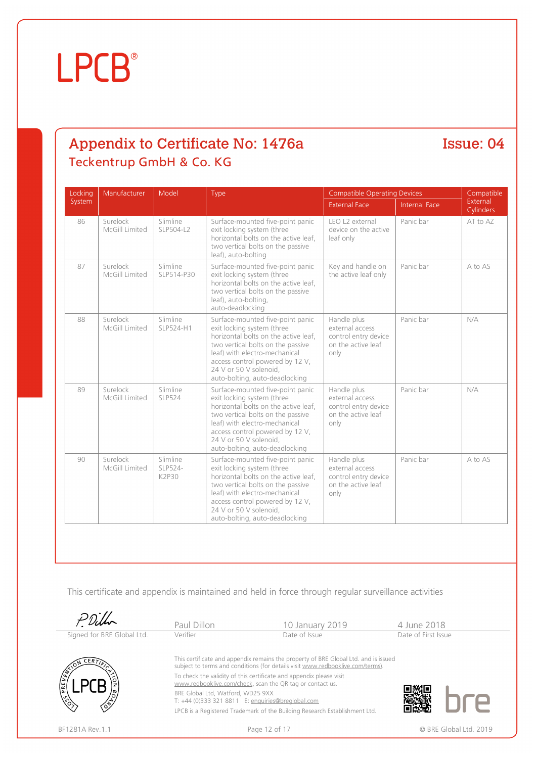LPCB®

## Appendix to Certificate No: 1476a

## Issue: 04

### Teckentrup GmbH & Co. KG

| Locking System | Manufacturer | Model | Type | Compatible Operating Devices | | Compatible External Cylinders |
|---|---|---|---|---|---|---|
| | | | | External Face | Internal Face | |
| 86 | Surelock McGill Limited | Slimline SLP504-L2 | Surface-mounted five-point panic exit locking system (three horizontal bolts on the active leaf, two vertical bolts on the passive leaf), auto-bolting | LEO L2 external device on the active leaf only | Panic bar | AT to AZ |
| 87 | Surelock McGill Limited | Slimline SLP514-P30 | Surface-mounted five-point panic exit locking system (three horizontal bolts on the active leaf, two vertical bolts on the passive leaf), auto-bolting, auto-deadlocking | Key and handle on the active leaf only | Panic bar | A to AS |
| 88 | Surelock McGill Limited | Slimline SLP524-H1 | Surface-mounted five-point panic exit locking system (three horizontal bolts on the active leaf, two vertical bolts on the passive leaf) with electro-mechanical access control powered by 12 V, 24 V or 50 V solenoid, auto-bolting, auto-deadlocking | Handle plus external access control entry device on the active leaf only | Panic bar | N/A |
| 89 | Surelock McGill Limited | Slimline SLP524 | Surface-mounted five-point panic exit locking system (three horizontal bolts on the active leaf, two vertical bolts on the passive leaf) with electro-mechanical access control powered by 12 V, 24 V or 50 V solenoid, auto-bolting, auto-deadlocking | Handle plus external access control entry device on the active leaf only | Panic bar | N/A |
| 90 | Surelock McGill Limited | Slimline SLP524-K2P30 | Surface-mounted five-point panic exit locking system (three horizontal bolts on the active leaf, two vertical bolts on the passive leaf) with electro-mechanical access control powered by 12 V, 24 V or 50 V solenoid, auto-bolting, auto-deadlocking | Handle plus external access control entry device on the active leaf only | Panic bar | A to AS |

This certificate and appendix is maintained and held in force through regular surveillance activities

| Signed for BRE Global Ltd. | Paul Dillon | 10 January 2019 | 4 June 2018 |
|---|---|---|---|
| | Verifier | Date of Issue | Date of First Issue |

This certificate and appendix remains the property of BRE Global Ltd. and is issued subject to terms and conditions (for details visit www.redbooklive.com/terms).

To check the validity of this certificate and appendix please visit www.redbooklive.com/check, scan the QR tag or contact us.

BRE Global Ltd, Watford, WD25 9XX
T: +44 (0)333 321 8811 E: enquiries@breglobal.com

LPCB is a Registered Trademark of the Building Research Establishment Ltd.

BF1281A Rev.1.1

© BRE Global Ltd. 2019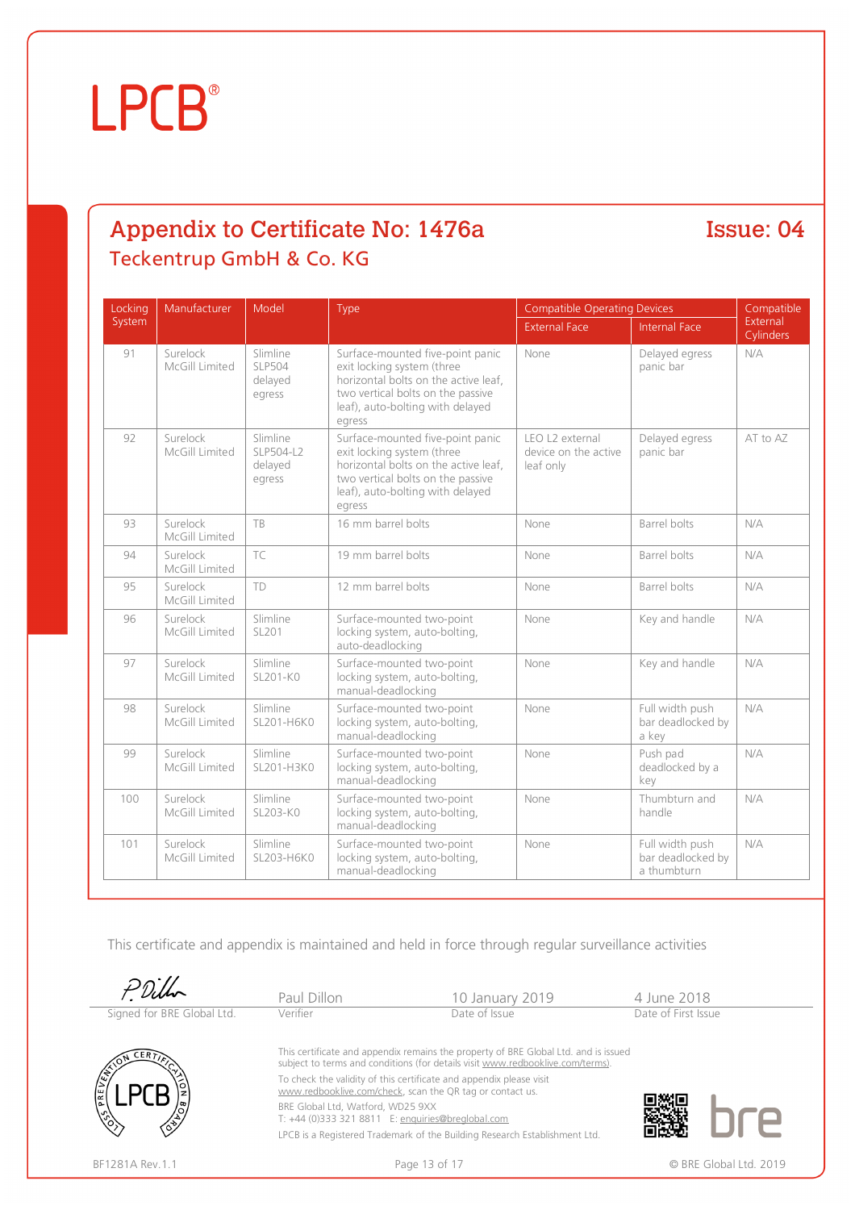# Appendix to Certificate No: 1476a

**Issue: 04**

## Teckentrup GmbH & Co. KG

| Locking System | Manufacturer | Model | Type | Compatible Operating Devices | | Compatible External Cylinders |
|---|---|---|---|---|---|---|
| | | | | External Face | Internal Face | |
| 91 | Surelock McGill Limited | Slimline SLP504 delayed egress | Surface-mounted five-point panic exit locking system (three horizontal bolts on the active leaf, two vertical bolts on the passive leaf), auto-bolting with delayed egress | None | Delayed egress panic bar | N/A |
| 92 | Surelock McGill Limited | Slimline SLP504-L2 delayed egress | Surface-mounted five-point panic exit locking system (three horizontal bolts on the active leaf, two vertical bolts on the passive leaf), auto-bolting with delayed egress | LEO L2 external device on the active leaf only | Delayed egress panic bar | AT to AZ |
| 93 | Surelock McGill Limited | TB | 16 mm barrel bolts | None | Barrel bolts | N/A |
| 94 | Surelock McGill Limited | TC | 19 mm barrel bolts | None | Barrel bolts | N/A |
| 95 | Surelock McGill Limited | TD | 12 mm barrel bolts | None | Barrel bolts | N/A |
| 96 | Surelock McGill Limited | Slimline SL201 | Surface-mounted two-point locking system, auto-bolting, auto-deadlocking | None | Key and handle | N/A |
| 97 | Surelock McGill Limited | Slimline SL201-K0 | Surface-mounted two-point locking system, auto-bolting, manual-deadlocking | None | Key and handle | N/A |
| 98 | Surelock McGill Limited | Slimline SL201-H6K0 | Surface-mounted two-point locking system, auto-bolting, manual-deadlocking | None | Full width push bar deadlocked by a key | N/A |
| 99 | Surelock McGill Limited | Slimline SL201-H3K0 | Surface-mounted two-point locking system, auto-bolting, manual-deadlocking | None | Push pad deadlocked by a key | N/A |
| 100 | Surelock McGill Limited | Slimline SL203-K0 | Surface-mounted two-point locking system, auto-bolting, manual-deadlocking | None | Thumbturn and handle | N/A |
| 101 | Surelock McGill Limited | Slimline SL203-H6K0 | Surface-mounted two-point locking system, auto-bolting, manual-deadlocking | None | Full width push bar deadlocked by a thumbturn | N/A |

This certificate and appendix is maintained and held in force through regular surveillance activities

| Signed for BRE Global Ltd. | Paul Dillon | 10 January 2019 | 4 June 2018 |
|---|---|---|---|
| | Verifier | Date of Issue | Date of First Issue |

This certificate and appendix remains the property of BRE Global Ltd. and is issued subject to terms and conditions (for details visit www.redbooklive.com/terms).

To check the validity of this certificate and appendix please visit www.redbooklive.com/check, scan the QR tag or contact us.

BRE Global Ltd, Watford, WD25 9XX
T: +44 (0)333 321 8811 E: enquiries@breglobal.com

LPCB is a Registered Trademark of the Building Research Establishment Ltd.

BF1281A Rev.1.1 © BRE Global Ltd. 2019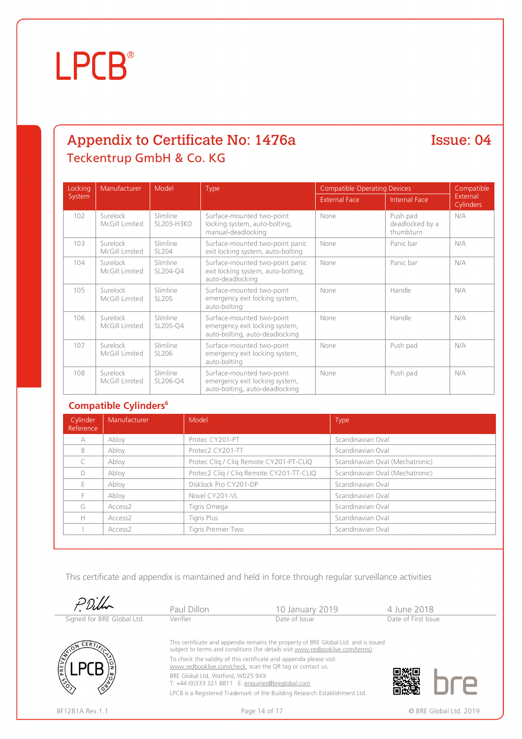# Appendix to Certificate No: 1476a

**Issue: 04**

## Teckentrup GmbH & Co. KG

| Locking System | Manufacturer | Model | Type | Compatible Operating Devices | | Compatible External Cylinders |
|---|---|---|---|---|---|---|
| | | | | External Face | Internal Face | |
| 102 | Surelock McGill Limited | Slimline SL203-H3K0 | Surface-mounted two-point locking system, auto-bolting, manual-deadlocking | None | Push pad deadlocked by a thumbturn | N/A |
| 103 | Surelock McGill Limited | Slimline SL204 | Surface-mounted two-point panic exit locking system, auto-bolting | None | Panic bar | N/A |
| 104 | Surelock McGill Limited | Slimline SL204-Q4 | Surface-mounted two-point panic exit locking system, auto-bolting, auto-deadlocking | None | Panic bar | N/A |
| 105 | Surelock McGill Limited | Slimline SL205 | Surface-mounted two-point emergency exit locking system, auto-bolting | None | Handle | N/A |
| 106 | Surelock McGill Limited | Slimline SL205-Q4 | Surface-mounted two-point emergency exit locking system, auto-bolting, auto-deadlocking | None | Handle | N/A |
| 107 | Surelock McGill Limited | Slimline SL206 | Surface-mounted two-point emergency exit locking system, auto-bolting | None | Push pad | N/A |
| 108 | Surelock McGill Limited | Slimline SL206-Q4 | Surface-mounted two-point emergency exit locking system, auto-bolting, auto-deadlocking | None | Push pad | N/A |

### Compatible Cylinders[6]

| Cylinder Reference | Manufacturer | Model | Type |
|---|---|---|---|
| A | Abloy | Protec CY201-PT | Scandinavian Oval |
| B | Abloy | Protec2 CY201-TT | Scandinavian Oval |
| C | Abloy | Protec Cliq / Cliq Remote CY201-PT-CLIQ | Scandinavian Oval (Mechatronic) |
| D | Abloy | Protec2 Cliq / Cliq Remote CY201-TT-CLIQ | Scandinavian Oval (Mechatronic) |
| E | Abloy | Disklock Pro CY201-DP | Scandinavian Oval |
| F | Abloy | Novel CY201-VL | Scandinavian Oval |
| G | Access2 | Tigris Omega | Scandinavian Oval |
| H | Access2 | Tigris Plus | Scandinavian Oval |
| I | Access2 | Tigris Premier Two | Scandinavian Oval |

This certificate and appendix is maintained and held in force through regular surveillance activities

| Signed for BRE Global Ltd. | Paul Dillon<br>Verifier | 10 January 2019<br>Date of Issue | 4 June 2018<br>Date of First Issue |
|---|---|---|---|

This certificate and appendix remains the property of BRE Global Ltd. and is issued subject to terms and conditions (for details visit www.redbooklive.com/terms).

To check the validity of this certificate and appendix please visit www.redbooklive.com/check, scan the QR tag or contact us.

BRE Global Ltd, Watford, WD25 9XX
T: +44 (0)333 321 8811 E: enquiries@breglobal.com

LPCB is a Registered Trademark of the Building Research Establishment Ltd.

BF1281A Rev.1.1

© BRE Global Ltd. 2019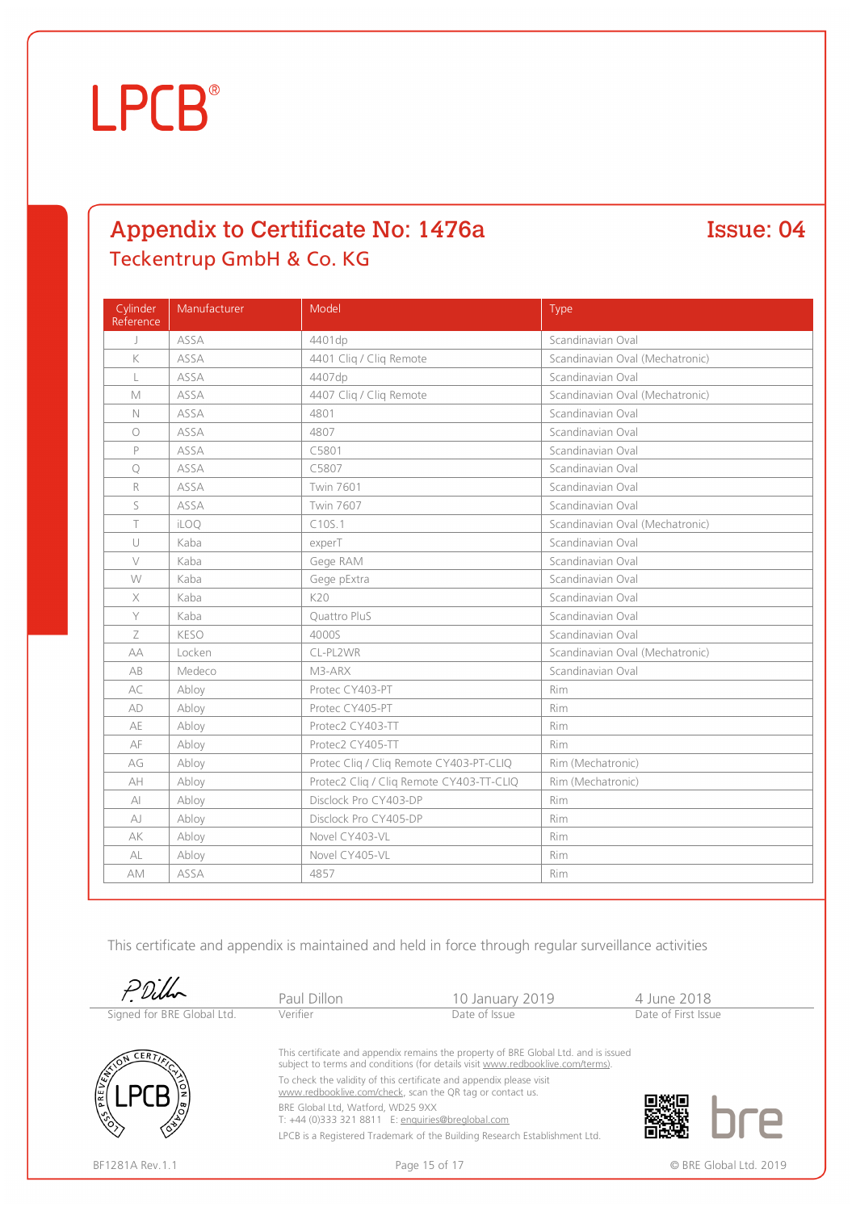LPCB®

## Appendix to Certificate No: 1476a

**Issue: 04**

### Teckentrup GmbH & Co. KG

| Cylinder Reference | Manufacturer | Model | Type |
|---|---|---|---|
| J | ASSA | 4401dp | Scandinavian Oval |
| K | ASSA | 4401 Cliq / Cliq Remote | Scandinavian Oval (Mechatronic) |
| L | ASSA | 4407dp | Scandinavian Oval |
| M | ASSA | 4407 Cliq / Cliq Remote | Scandinavian Oval (Mechatronic) |
| N | ASSA | 4801 | Scandinavian Oval |
| O | ASSA | 4807 | Scandinavian Oval |
| P | ASSA | C5801 | Scandinavian Oval |
| Q | ASSA | C5807 | Scandinavian Oval |
| R | ASSA | Twin 7601 | Scandinavian Oval |
| S | ASSA | Twin 7607 | Scandinavian Oval |
| T | iLOQ | C10S.1 | Scandinavian Oval (Mechatronic) |
| U | Kaba | experT | Scandinavian Oval |
| V | Kaba | Gege RAM | Scandinavian Oval |
| W | Kaba | Gege pExtra | Scandinavian Oval |
| X | Kaba | K20 | Scandinavian Oval |
| Y | Kaba | Quattro PluS | Scandinavian Oval |
| Z | KESO | 4000S | Scandinavian Oval |
| AA | Locken | CL-PL2WR | Scandinavian Oval (Mechatronic) |
| AB | Medeco | M3-ARX | Scandinavian Oval |
| AC | Abloy | Protec CY403-PT | Rim |
| AD | Abloy | Protec CY405-PT | Rim |
| AE | Abloy | Protec2 CY403-TT | Rim |
| AF | Abloy | Protec2 CY405-TT | Rim |
| AG | Abloy | Protec Cliq / Cliq Remote CY403-PT-CLIQ | Rim (Mechatronic) |
| AH | Abloy | Protec2 Cliq / Cliq Remote CY403-TT-CLIQ | Rim (Mechatronic) |
| AI | Abloy | Disclock Pro CY403-DP | Rim |
| AJ | Abloy | Disclock Pro CY405-DP | Rim |
| AK | Abloy | Novel CY403-VL | Rim |
| AL | Abloy | Novel CY405-VL | Rim |
| AM | ASSA | 4857 | Rim |

This certificate and appendix is maintained and held in force through regular surveillance activities

| Signed for BRE Global Ltd. | Paul Dillon<br>Verifier | 10 January 2019<br>Date of Issue | 4 June 2018<br>Date of First Issue |
|---|---|---|---|

This certificate and appendix remains the property of BRE Global Ltd. and is issued subject to terms and conditions (for details visit www.redbooklive.com/terms).

To check the validity of this certificate and appendix please visit www.redbooklive.com/check, scan the QR tag or contact us.

BRE Global Ltd, Watford, WD25 9XX
T: +44 (0)333 321 8811 E: enquiries@breglobal.com

LPCB is a Registered Trademark of the Building Research Establishment Ltd.

BF1281A Rev.1.1

© BRE Global Ltd. 2019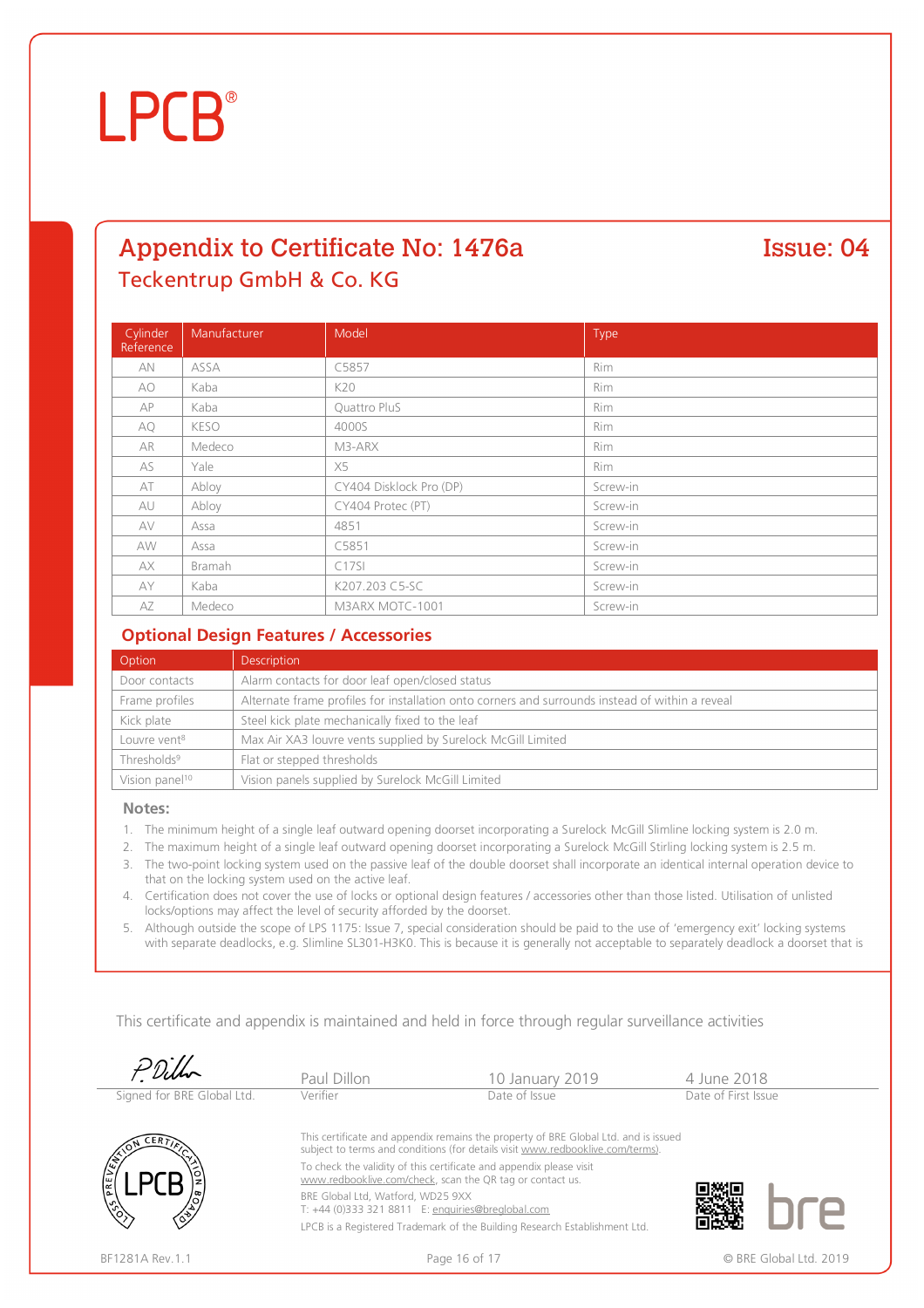# LPCB®

## Appendix to Certificate No: 1476a — Issue: 04

### Teckentrup GmbH & Co. KG

| Cylinder Reference | Manufacturer | Model | Type |
|---|---|---|---|
| AN | ASSA | C5857 | Rim |
| AO | Kaba | K20 | Rim |
| AP | Kaba | Quattro PluS | Rim |
| AQ | KESO | 4000S | Rim |
| AR | Medeco | M3-ARX | Rim |
| AS | Yale | X5 | Rim |
| AT | Abloy | CY404 Disklock Pro (DP) | Screw-in |
| AU | Abloy | CY404 Protec (PT) | Screw-in |
| AV | Assa | 4851 | Screw-in |
| AW | Assa | C5851 | Screw-in |
| AX | Bramah | C17SI | Screw-in |
| AY | Kaba | K207.203 C5-SC | Screw-in |
| AZ | Medeco | M3ARX MOTC-1001 | Screw-in |

### Optional Design Features / Accessories

| Option | Description |
|---|---|
| Door contacts | Alarm contacts for door leaf open/closed status |
| Frame profiles | Alternate frame profiles for installation onto corners and surrounds instead of within a reveal |
| Kick plate | Steel kick plate mechanically fixed to the leaf |
| Louvre vent[8] | Max Air XA3 louvre vents supplied by Surelock McGill Limited |
| Thresholds[9] | Flat or stepped thresholds |
| Vision panel[10] | Vision panels supplied by Surelock McGill Limited |

### Notes:

1. The minimum height of a single leaf outward opening doorset incorporating a Surelock McGill Slimline locking system is 2.0 m.
2. The maximum height of a single leaf outward opening doorset incorporating a Surelock McGill Stirling locking system is 2.5 m.
3. The two-point locking system used on the passive leaf of the double doorset shall incorporate an identical internal operation device to that on the locking system used on the active leaf.
4. Certification does not cover the use of locks or optional design features / accessories other than those listed. Utilisation of unlisted locks/options may affect the level of security afforded by the doorset.
5. Although outside the scope of LPS 1175: Issue 7, special consideration should be paid to the use of 'emergency exit' locking systems with separate deadlocks, e.g. Slimline SL301-H3K0. This is because it is generally not acceptable to separately deadlock a doorset that is

This certificate and appendix is maintained and held in force through regular surveillance activities

| Signed for BRE Global Ltd. | Paul Dillon, Verifier | 10 January 2019, Date of Issue | 4 June 2018, Date of First Issue |
|---|---|---|---|

This certificate and appendix remains the property of BRE Global Ltd. and is issued subject to terms and conditions (for details visit www.redbooklive.com/terms).

To check the validity of this certificate and appendix please visit www.redbooklive.com/check, scan the QR tag or contact us.

BRE Global Ltd, Watford, WD25 9XX
T: +44 (0)333 321 8811 E: enquiries@breglobal.com

LPCB is a Registered Trademark of the Building Research Establishment Ltd.

BF1281A Rev.1.1 © BRE Global Ltd. 2019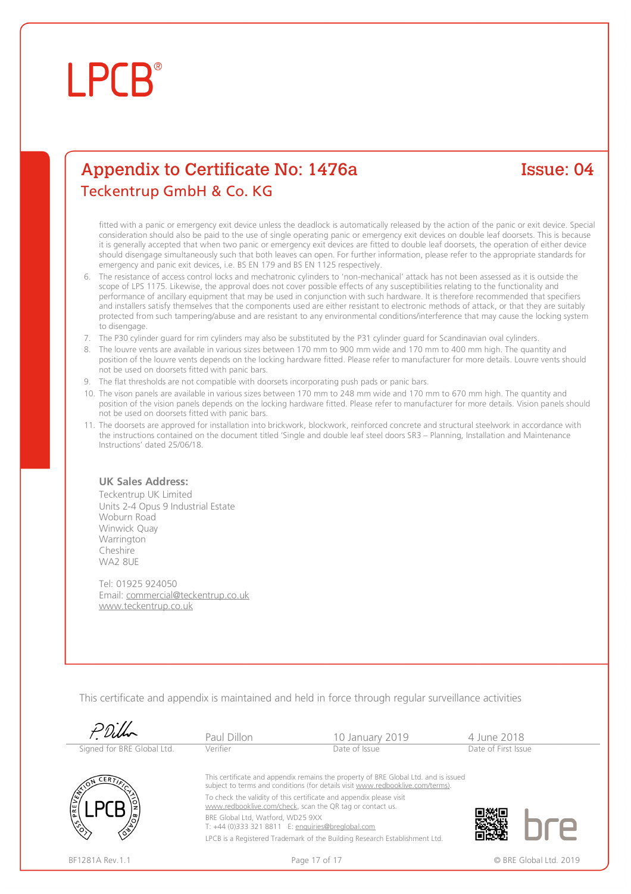## Appendix to Certificate No: 1476a

## Issue: 04

### Teckentrup GmbH & Co. KG

fitted with a panic or emergency exit device unless the deadlock is automatically released by the action of the panic or exit device. Special consideration should also be paid to the use of single operating panic or emergency exit devices on double leaf doorsets. This is because it is generally accepted that when two panic or emergency exit devices are fitted to double leaf doorsets, the operation of either device should disengage simultaneously such that both leaves can open. For further information, please refer to the appropriate standards for emergency and panic exit devices, i.e. BS EN 179 and BS EN 1125 respectively.

6. The resistance of access control locks and mechatronic cylinders to 'non-mechanical' attack has not been assessed as it is outside the scope of LPS 1175. Likewise, the approval does not cover possible effects of any susceptibilities relating to the functionality and performance of ancillary equipment that may be used in conjunction with such hardware. It is therefore recommended that specifiers and installers satisfy themselves that the components used are either resistant to electronic methods of attack, or that they are suitably protected from such tampering/abuse and are resistant to any environmental conditions/interference that may cause the locking system to disengage.
7. The P30 cylinder guard for rim cylinders may also be substituted by the P31 cylinder guard for Scandinavian oval cylinders.
8. The louvre vents are available in various sizes between 170 mm to 900 mm wide and 170 mm to 400 mm high. The quantity and position of the louvre vents depends on the locking hardware fitted. Please refer to manufacturer for more details. Louvre vents should not be used on doorsets fitted with panic bars.
9. The flat thresholds are not compatible with doorsets incorporating push pads or panic bars.
10. The vison panels are available in various sizes between 170 mm to 248 mm wide and 170 mm to 670 mm high. The quantity and position of the vision panels depends on the locking hardware fitted. Please refer to manufacturer for more details. Vision panels should not be used on doorsets fitted with panic bars.
11. The doorsets are approved for installation into brickwork, blockwork, reinforced concrete and structural steelwork in accordance with the instructions contained on the document titled 'Single and double leaf steel doors SR3 – Planning, Installation and Maintenance Instructions' dated 25/06/18.

**UK Sales Address:**

Teckentrup UK Limited
Units 2-4 Opus 9 Industrial Estate
Woburn Road
Winwick Quay
Warrington
Cheshire
WA2 8UE

Tel: 01925 924050
Email: commercial@teckentrup.co.uk
www.teckentrup.co.uk

This certificate and appendix is maintained and held in force through regular surveillance activities

| Signed for BRE Global Ltd. | Paul Dillon | 10 January 2019 | 4 June 2018 |
|---|---|---|---|
| | Verifier | Date of Issue | Date of First Issue |

This certificate and appendix remains the property of BRE Global Ltd. and is issued subject to terms and conditions (for details visit www.redbooklive.com/terms).

To check the validity of this certificate and appendix please visit www.redbooklive.com/check, scan the QR tag or contact us.

BRE Global Ltd, Watford, WD25 9XX
T: +44 (0)333 321 8811 E: enquiries@breglobal.com

LPCB is a Registered Trademark of the Building Research Establishment Ltd.

BF1281A Rev.1.1

© BRE Global Ltd. 2019